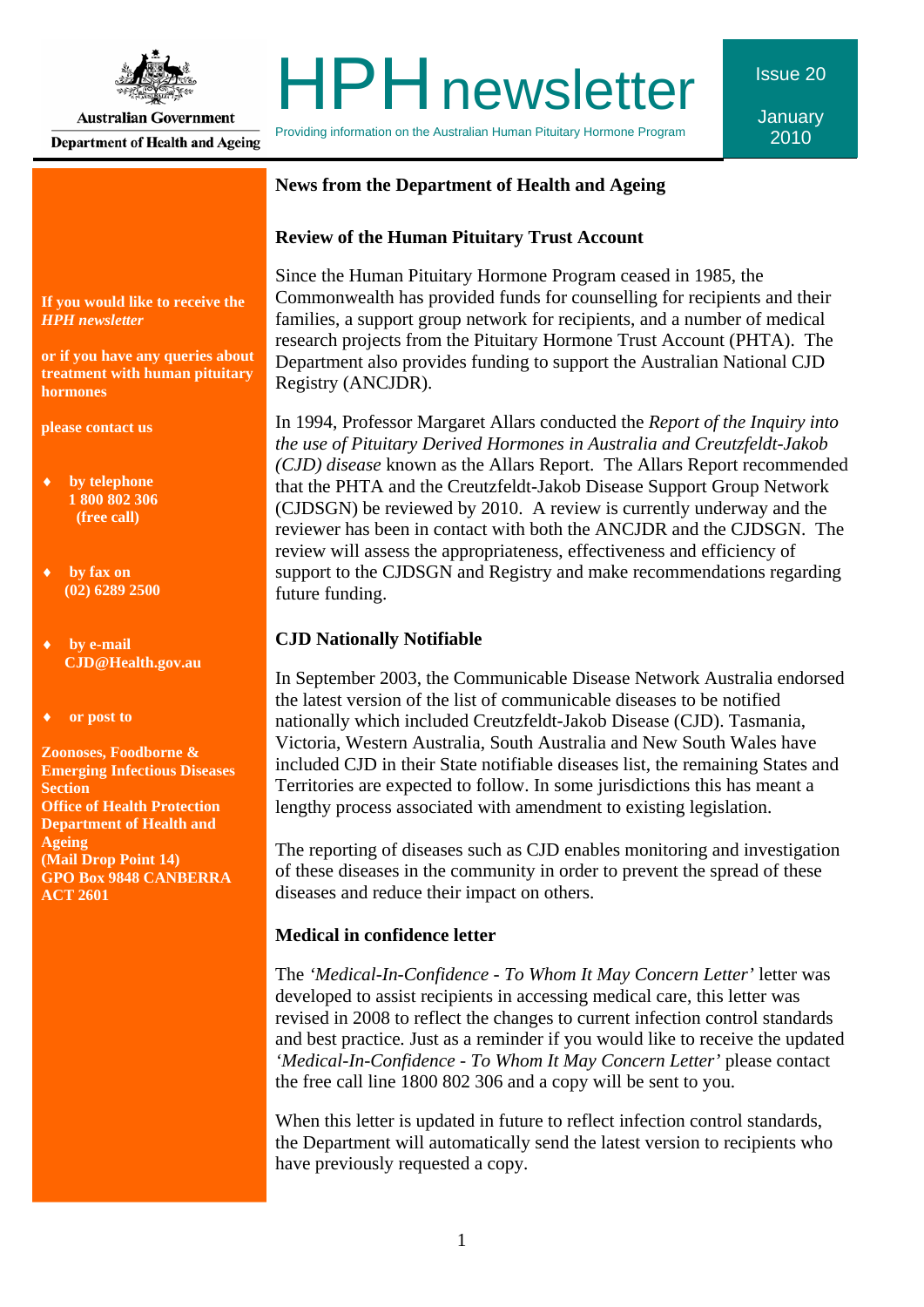Australian Government
Department of Health and Ageing

# HPH newsletter

Providing information on the Australian Human Pituitary Hormone Program

Issue 20

January 2010

**If you would like to receive the *HPH newsletter***

**or if you have any queries about treatment with human pituitary hormones**

**please contact us**

- **by telephone 1 800 802 306 (free call)**
- **by fax on (02) 6289 2500**
- **by e-mail CJD@Health.gov.au**
- **or post to**

**Zoonoses, Foodborne & Emerging Infectious Diseases Section**
**Office of Health Protection**
**Department of Health and Ageing**
**(Mail Drop Point 14)**
**GPO Box 9848 CANBERRA ACT 2601**

## News from the Department of Health and Ageing

### Review of the Human Pituitary Trust Account

Since the Human Pituitary Hormone Program ceased in 1985, the Commonwealth has provided funds for counselling for recipients and their families, a support group network for recipients, and a number of medical research projects from the Pituitary Hormone Trust Account (PHTA). The Department also provides funding to support the Australian National CJD Registry (ANCJDR).

In 1994, Professor Margaret Allars conducted the *Report of the Inquiry into the use of Pituitary Derived Hormones in Australia and Creutzfeldt-Jakob (CJD) disease* known as the Allars Report. The Allars Report recommended that the PHTA and the Creutzfeldt-Jakob Disease Support Group Network (CJDSGN) be reviewed by 2010. A review is currently underway and the reviewer has been in contact with both the ANCJDR and the CJDSGN. The review will assess the appropriateness, effectiveness and efficiency of support to the CJDSGN and Registry and make recommendations regarding future funding.

### CJD Nationally Notifiable

In September 2003, the Communicable Disease Network Australia endorsed the latest version of the list of communicable diseases to be notified nationally which included Creutzfeldt-Jakob Disease (CJD). Tasmania, Victoria, Western Australia, South Australia and New South Wales have included CJD in their State notifiable diseases list, the remaining States and Territories are expected to follow. In some jurisdictions this has meant a lengthy process associated with amendment to existing legislation.

The reporting of diseases such as CJD enables monitoring and investigation of these diseases in the community in order to prevent the spread of these diseases and reduce their impact on others.

### Medical in confidence letter

The *'Medical-In-Confidence - To Whom It May Concern Letter'* letter was developed to assist recipients in accessing medical care, this letter was revised in 2008 to reflect the changes to current infection control standards and best practice. Just as a reminder if you would like to receive the updated *'Medical-In-Confidence - To Whom It May Concern Letter'* please contact the free call line 1800 802 306 and a copy will be sent to you.

When this letter is updated in future to reflect infection control standards, the Department will automatically send the latest version to recipients who have previously requested a copy.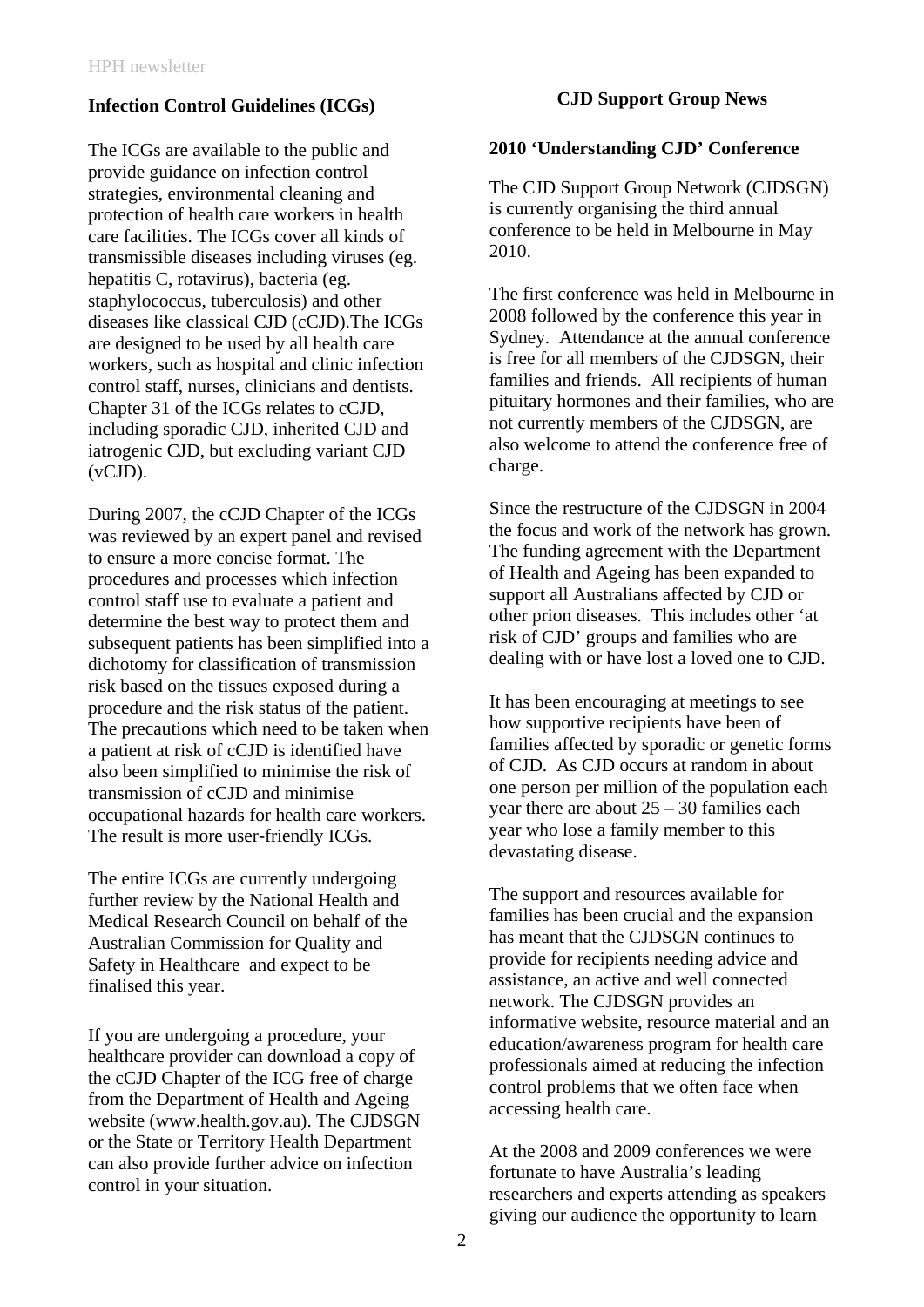## Infection Control Guidelines (ICGs)

The ICGs are available to the public and provide guidance on infection control strategies, environmental cleaning and protection of health care workers in health care facilities. The ICGs cover all kinds of transmissible diseases including viruses (eg. hepatitis C, rotavirus), bacteria (eg. staphylococcus, tuberculosis) and other diseases like classical CJD (cCJD).The ICGs are designed to be used by all health care workers, such as hospital and clinic infection control staff, nurses, clinicians and dentists. Chapter 31 of the ICGs relates to cCJD, including sporadic CJD, inherited CJD and iatrogenic CJD, but excluding variant CJD (vCJD).

During 2007, the cCJD Chapter of the ICGs was reviewed by an expert panel and revised to ensure a more concise format. The procedures and processes which infection control staff use to evaluate a patient and determine the best way to protect them and subsequent patients has been simplified into a dichotomy for classification of transmission risk based on the tissues exposed during a procedure and the risk status of the patient. The precautions which need to be taken when a patient at risk of cCJD is identified have also been simplified to minimise the risk of transmission of cCJD and minimise occupational hazards for health care workers. The result is more user-friendly ICGs.

The entire ICGs are currently undergoing further review by the National Health and Medical Research Council on behalf of the Australian Commission for Quality and Safety in Healthcare and expect to be finalised this year.

If you are undergoing a procedure, your healthcare provider can download a copy of the cCJD Chapter of the ICG free of charge from the Department of Health and Ageing website (www.health.gov.au). The CJDSGN or the State or Territory Health Department can also provide further advice on infection control in your situation.

## CJD Support Group News

### 2010 'Understanding CJD' Conference

The CJD Support Group Network (CJDSGN) is currently organising the third annual conference to be held in Melbourne in May 2010.

The first conference was held in Melbourne in 2008 followed by the conference this year in Sydney. Attendance at the annual conference is free for all members of the CJDSGN, their families and friends. All recipients of human pituitary hormones and their families, who are not currently members of the CJDSGN, are also welcome to attend the conference free of charge.

Since the restructure of the CJDSGN in 2004 the focus and work of the network has grown. The funding agreement with the Department of Health and Ageing has been expanded to support all Australians affected by CJD or other prion diseases. This includes other 'at risk of CJD' groups and families who are dealing with or have lost a loved one to CJD.

It has been encouraging at meetings to see how supportive recipients have been of families affected by sporadic or genetic forms of CJD. As CJD occurs at random in about one person per million of the population each year there are about 25 – 30 families each year who lose a family member to this devastating disease.

The support and resources available for families has been crucial and the expansion has meant that the CJDSGN continues to provide for recipients needing advice and assistance, an active and well connected network. The CJDSGN provides an informative website, resource material and an education/awareness program for health care professionals aimed at reducing the infection control problems that we often face when accessing health care.

At the 2008 and 2009 conferences we were fortunate to have Australia's leading researchers and experts attending as speakers giving our audience the opportunity to learn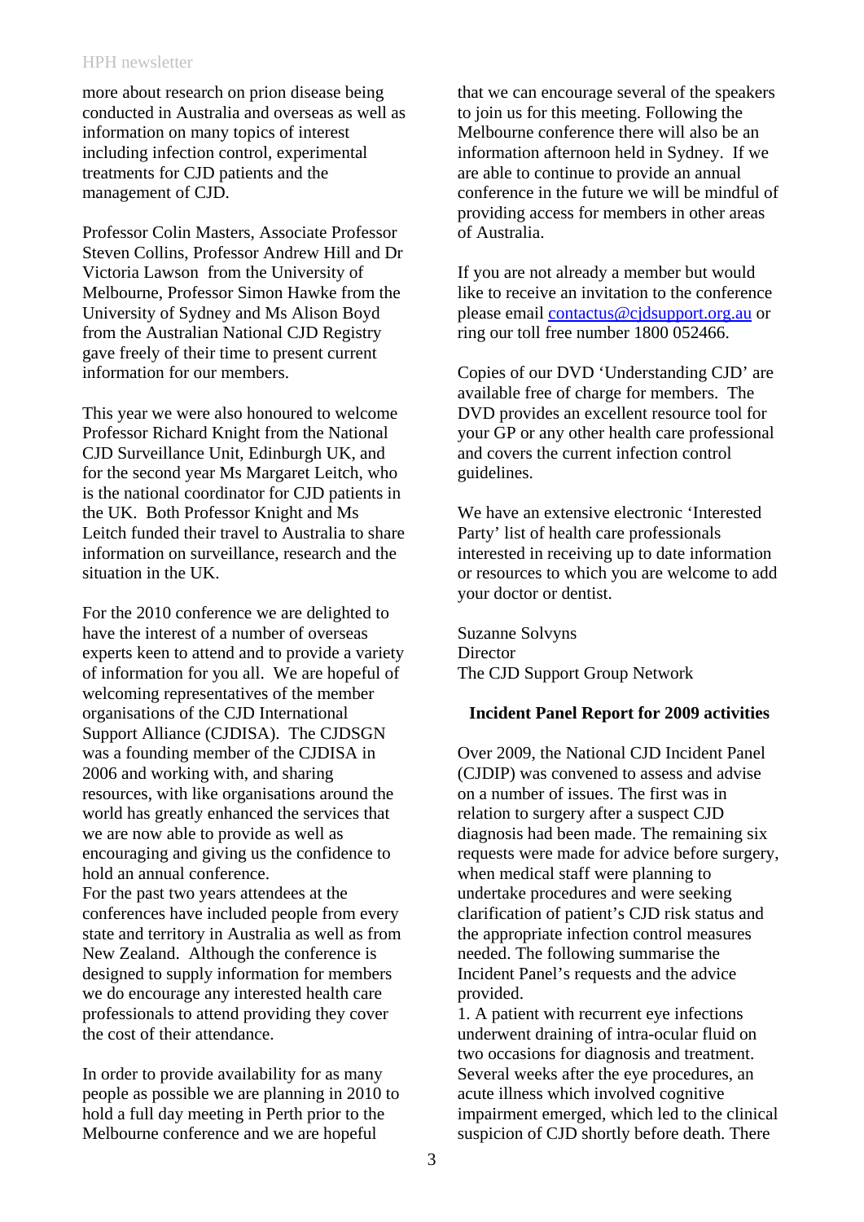more about research on prion disease being conducted in Australia and overseas as well as information on many topics of interest including infection control, experimental treatments for CJD patients and the management of CJD.

Professor Colin Masters, Associate Professor Steven Collins, Professor Andrew Hill and Dr Victoria Lawson from the University of Melbourne, Professor Simon Hawke from the University of Sydney and Ms Alison Boyd from the Australian National CJD Registry gave freely of their time to present current information for our members.

This year we were also honoured to welcome Professor Richard Knight from the National CJD Surveillance Unit, Edinburgh UK, and for the second year Ms Margaret Leitch, who is the national coordinator for CJD patients in the UK. Both Professor Knight and Ms Leitch funded their travel to Australia to share information on surveillance, research and the situation in the UK.

For the 2010 conference we are delighted to have the interest of a number of overseas experts keen to attend and to provide a variety of information for you all. We are hopeful of welcoming representatives of the member organisations of the CJD International Support Alliance (CJDISA). The CJDSGN was a founding member of the CJDISA in 2006 and working with, and sharing resources, with like organisations around the world has greatly enhanced the services that we are now able to provide as well as encouraging and giving us the confidence to hold an annual conference.
For the past two years attendees at the conferences have included people from every state and territory in Australia as well as from New Zealand. Although the conference is designed to supply information for members we do encourage any interested health care professionals to attend providing they cover the cost of their attendance.

In order to provide availability for as many people as possible we are planning in 2010 to hold a full day meeting in Perth prior to the Melbourne conference and we are hopeful that we can encourage several of the speakers to join us for this meeting. Following the Melbourne conference there will also be an information afternoon held in Sydney. If we are able to continue to provide an annual conference in the future we will be mindful of providing access for members in other areas of Australia.

If you are not already a member but would like to receive an invitation to the conference please email contactus@cjdsupport.org.au or ring our toll free number 1800 052466.

Copies of our DVD 'Understanding CJD' are available free of charge for members. The DVD provides an excellent resource tool for your GP or any other health care professional and covers the current infection control guidelines.

We have an extensive electronic 'Interested Party' list of health care professionals interested in receiving up to date information or resources to which you are welcome to add your doctor or dentist.

Suzanne Solvyns
Director
The CJD Support Group Network

## Incident Panel Report for 2009 activities

Over 2009, the National CJD Incident Panel (CJDIP) was convened to assess and advise on a number of issues. The first was in relation to surgery after a suspect CJD diagnosis had been made. The remaining six requests were made for advice before surgery, when medical staff were planning to undertake procedures and were seeking clarification of patient's CJD risk status and the appropriate infection control measures needed. The following summarise the Incident Panel's requests and the advice provided.

1. A patient with recurrent eye infections underwent draining of intra-ocular fluid on two occasions for diagnosis and treatment. Several weeks after the eye procedures, an acute illness which involved cognitive impairment emerged, which led to the clinical suspicion of CJD shortly before death. There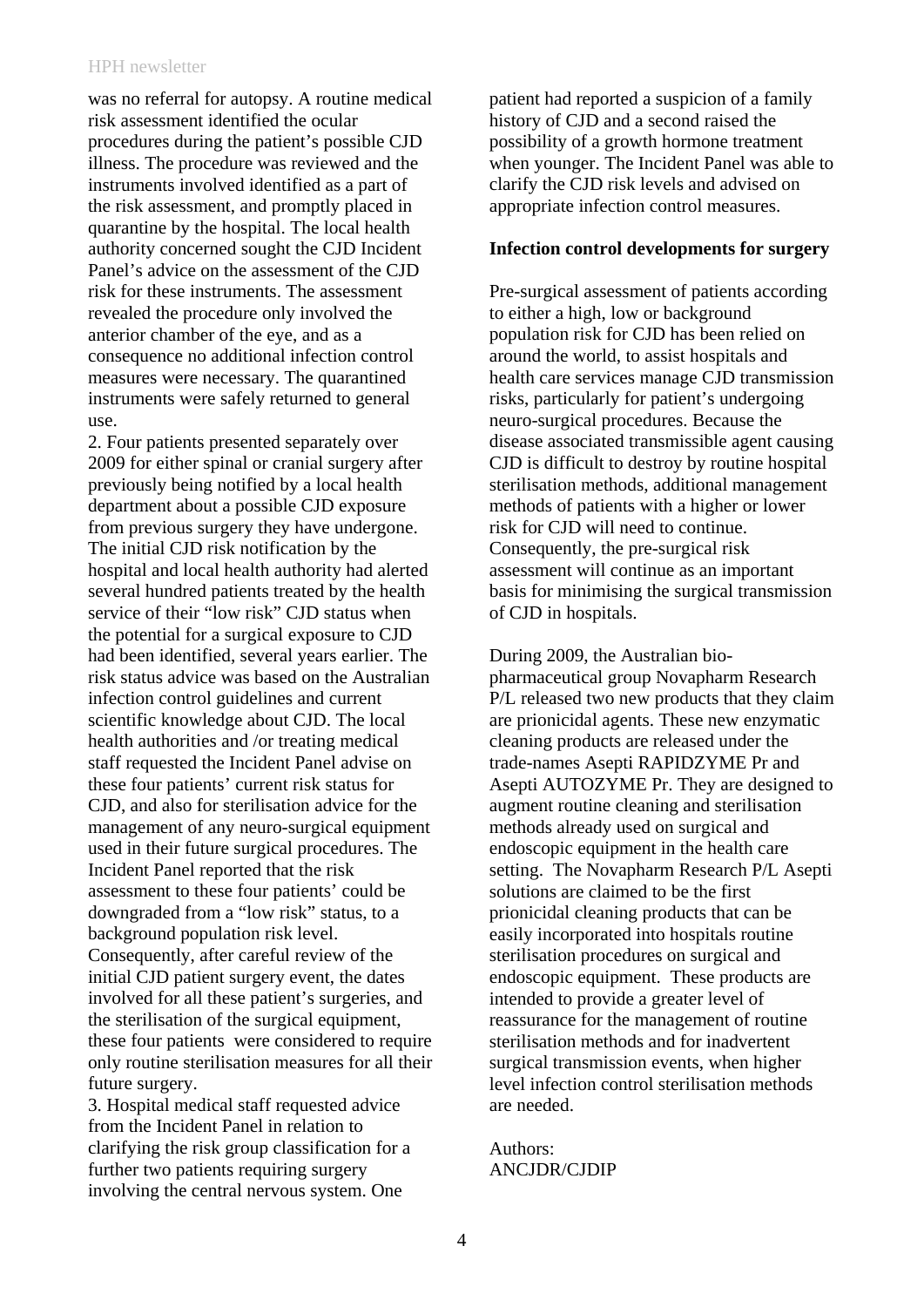was no referral for autopsy. A routine medical risk assessment identified the ocular procedures during the patient's possible CJD illness. The procedure was reviewed and the instruments involved identified as a part of the risk assessment, and promptly placed in quarantine by the hospital. The local health authority concerned sought the CJD Incident Panel's advice on the assessment of the CJD risk for these instruments. The assessment revealed the procedure only involved the anterior chamber of the eye, and as a consequence no additional infection control measures were necessary. The quarantined instruments were safely returned to general use.

2. Four patients presented separately over 2009 for either spinal or cranial surgery after previously being notified by a local health department about a possible CJD exposure from previous surgery they have undergone. The initial CJD risk notification by the hospital and local health authority had alerted several hundred patients treated by the health service of their "low risk" CJD status when the potential for a surgical exposure to CJD had been identified, several years earlier. The risk status advice was based on the Australian infection control guidelines and current scientific knowledge about CJD. The local health authorities and /or treating medical staff requested the Incident Panel advise on these four patients' current risk status for CJD, and also for sterilisation advice for the management of any neuro-surgical equipment used in their future surgical procedures. The Incident Panel reported that the risk assessment to these four patients' could be downgraded from a "low risk" status, to a background population risk level. Consequently, after careful review of the initial CJD patient surgery event, the dates involved for all these patient's surgeries, and the sterilisation of the surgical equipment, these four patients were considered to require only routine sterilisation measures for all their future surgery.

3. Hospital medical staff requested advice from the Incident Panel in relation to clarifying the risk group classification for a further two patients requiring surgery involving the central nervous system. One patient had reported a suspicion of a family history of CJD and a second raised the possibility of a growth hormone treatment when younger. The Incident Panel was able to clarify the CJD risk levels and advised on appropriate infection control measures.

**Infection control developments for surgery**

Pre-surgical assessment of patients according to either a high, low or background population risk for CJD has been relied on around the world, to assist hospitals and health care services manage CJD transmission risks, particularly for patient's undergoing neuro-surgical procedures. Because the disease associated transmissible agent causing CJD is difficult to destroy by routine hospital sterilisation methods, additional management methods of patients with a higher or lower risk for CJD will need to continue. Consequently, the pre-surgical risk assessment will continue as an important basis for minimising the surgical transmission of CJD in hospitals.

During 2009, the Australian bio-pharmaceutical group Novapharm Research P/L released two new products that they claim are prionicidal agents. These new enzymatic cleaning products are released under the trade-names Asepti RAPIDZYME Pr and Asepti AUTOZYME Pr. They are designed to augment routine cleaning and sterilisation methods already used on surgical and endoscopic equipment in the health care setting. The Novapharm Research P/L Asepti solutions are claimed to be the first prionicidal cleaning products that can be easily incorporated into hospitals routine sterilisation procedures on surgical and endoscopic equipment. These products are intended to provide a greater level of reassurance for the management of routine sterilisation methods and for inadvertent surgical transmission events, when higher level infection control sterilisation methods are needed.

Authors:
ANCJDR/CJDIP